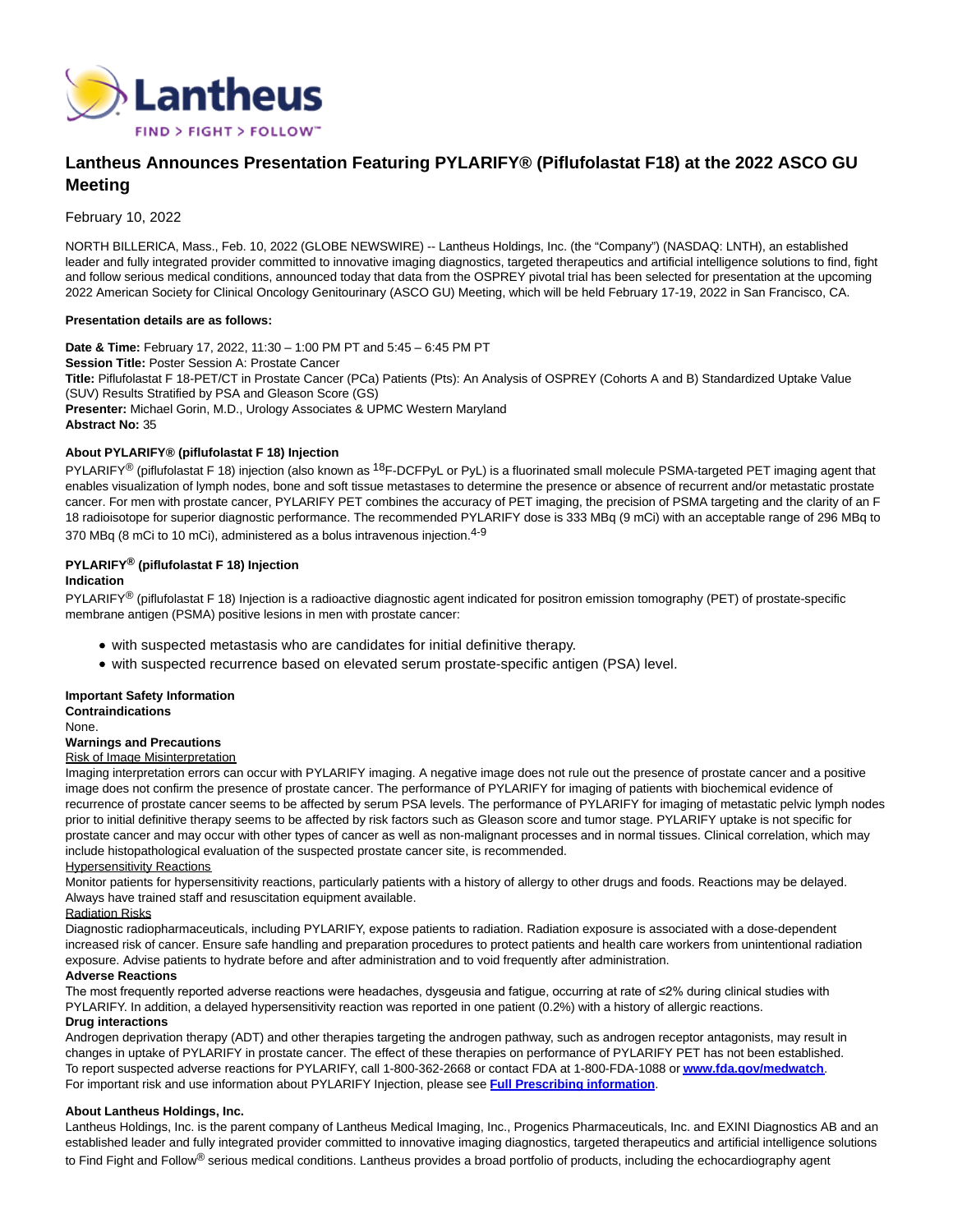# Lantheus Announces Presentation Featuring PYLARIFY® (Piflufolastat F18) at the 2022 ASCO GU Meeting

February 10, 2022

NORTH BILLERICA, Mass., Feb. 10, 2022 (GLOBE NEWSWIRE) -- Lantheus Holdings, Inc. (the "Company") (NASDAQ: LNTH), an established leader and fully integrated provider committed to innovative imaging diagnostics, targeted therapeutics and artificial intelligence solutions to find, fight and follow serious medical conditions, announced today that data from the OSPREY pivotal trial has been selected for presentation at the upcoming 2022 American Society for Clinical Oncology Genitourinary (ASCO GU) Meeting, which will be held February 17-19, 2022 in San Francisco, CA.

**Presentation details are as follows:**

**Date & Time:** February 17, 2022, 11:30 – 1:00 PM PT and 5:45 – 6:45 PM PT
**Session Title:** Poster Session A: Prostate Cancer
**Title:** Piflufolastat F 18-PET/CT in Prostate Cancer (PCa) Patients (Pts): An Analysis of OSPREY (Cohorts A and B) Standardized Uptake Value (SUV) Results Stratified by PSA and Gleason Score (GS)
**Presenter:** Michael Gorin, M.D., Urology Associates & UPMC Western Maryland
**Abstract No:** 35

**About PYLARIFY® (piflufolastat F 18) Injection**

PYLARIFY® (piflufolastat F 18) injection (also known as $^{18}$F-DCFPyL or PyL) is a fluorinated small molecule PSMA-targeted PET imaging agent that enables visualization of lymph nodes, bone and soft tissue metastases to determine the presence or absence of recurrent and/or metastatic prostate cancer. For men with prostate cancer, PYLARIFY PET combines the accuracy of PET imaging, the precision of PSMA targeting and the clarity of an F 18 radioisotope for superior diagnostic performance. The recommended PYLARIFY dose is 333 MBq (9 mCi) with an acceptable range of 296 MBq to 370 MBq (8 mCi to 10 mCi), administered as a bolus intravenous injection.[4-9]

**PYLARIFY® (piflufolastat F 18) Injection**
**Indication**

PYLARIFY® (piflufolastat F 18) Injection is a radioactive diagnostic agent indicated for positron emission tomography (PET) of prostate-specific membrane antigen (PSMA) positive lesions in men with prostate cancer:

- with suspected metastasis who are candidates for initial definitive therapy.
- with suspected recurrence based on elevated serum prostate-specific antigen (PSA) level.

**Important Safety Information**
**Contraindications**
None.
**Warnings and Precautions**
Risk of Image Misinterpretation
Imaging interpretation errors can occur with PYLARIFY imaging. A negative image does not rule out the presence of prostate cancer and a positive image does not confirm the presence of prostate cancer. The performance of PYLARIFY for imaging of patients with biochemical evidence of recurrence of prostate cancer seems to be affected by serum PSA levels. The performance of PYLARIFY for imaging of metastatic pelvic lymph nodes prior to initial definitive therapy seems to be affected by risk factors such as Gleason score and tumor stage. PYLARIFY uptake is not specific for prostate cancer and may occur with other types of cancer as well as non-malignant processes and in normal tissues. Clinical correlation, which may include histopathological evaluation of the suspected prostate cancer site, is recommended.
Hypersensitivity Reactions
Monitor patients for hypersensitivity reactions, particularly patients with a history of allergy to other drugs and foods. Reactions may be delayed. Always have trained staff and resuscitation equipment available.
Radiation Risks
Diagnostic radiopharmaceuticals, including PYLARIFY, expose patients to radiation. Radiation exposure is associated with a dose-dependent increased risk of cancer. Ensure safe handling and preparation procedures to protect patients and health care workers from unintentional radiation exposure. Advise patients to hydrate before and after administration and to void frequently after administration.
**Adverse Reactions**
The most frequently reported adverse reactions were headaches, dysgeusia and fatigue, occurring at rate of ≤2% during clinical studies with PYLARIFY. In addition, a delayed hypersensitivity reaction was reported in one patient (0.2%) with a history of allergic reactions.
**Drug interactions**
Androgen deprivation therapy (ADT) and other therapies targeting the androgen pathway, such as androgen receptor antagonists, may result in changes in uptake of PYLARIFY in prostate cancer. The effect of these therapies on performance of PYLARIFY PET has not been established.
To report suspected adverse reactions for PYLARIFY, call 1-800-362-2668 or contact FDA at 1-800-FDA-1088 or **www.fda.gov/medwatch**.
For important risk and use information about PYLARIFY Injection, please see **Full Prescribing information**.

**About Lantheus Holdings, Inc.**

Lantheus Holdings, Inc. is the parent company of Lantheus Medical Imaging, Inc., Progenics Pharmaceuticals, Inc. and EXINI Diagnostics AB and an established leader and fully integrated provider committed to innovative imaging diagnostics, targeted therapeutics and artificial intelligence solutions to Find Fight and Follow® serious medical conditions. Lantheus provides a broad portfolio of products, including the echocardiography agent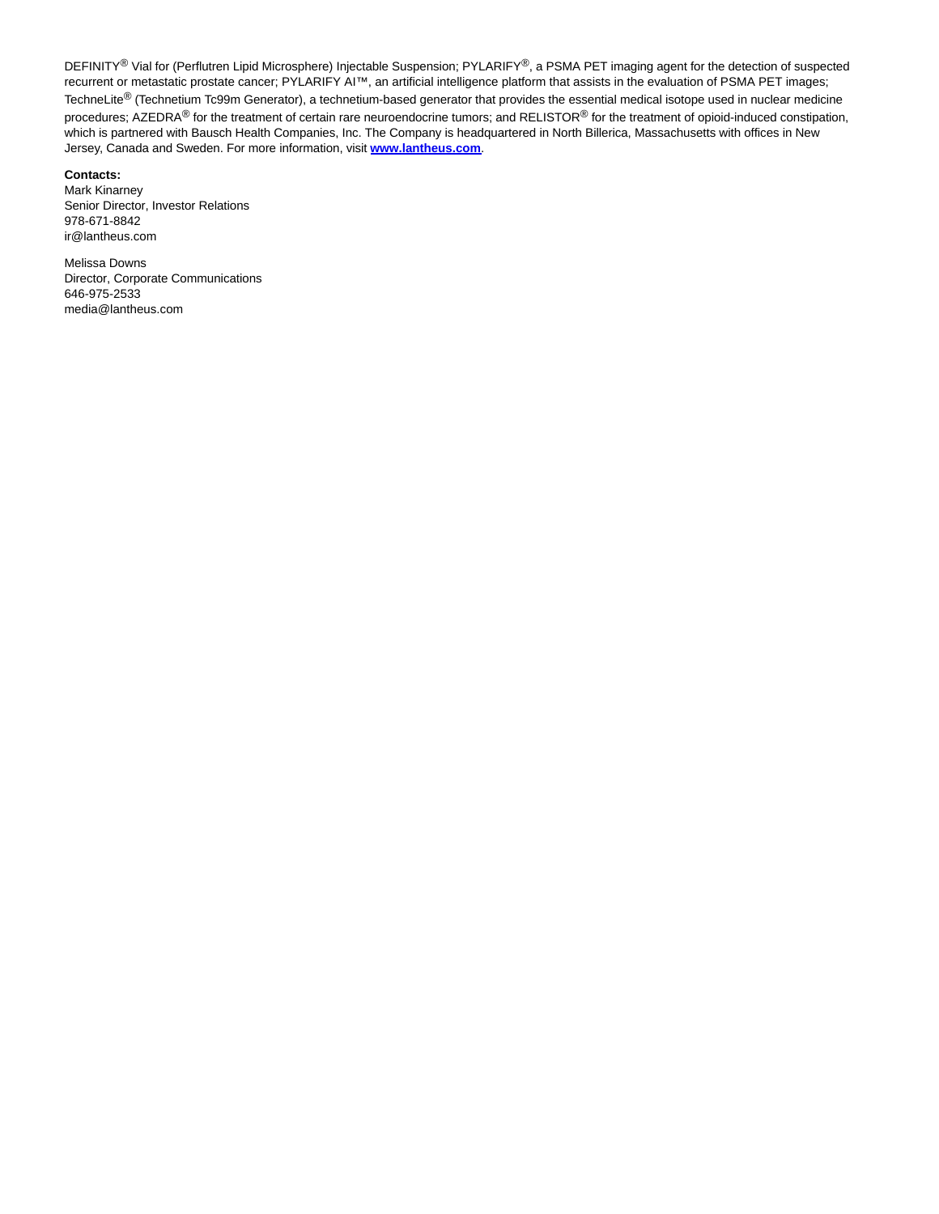DEFINITY® Vial for (Perflutren Lipid Microsphere) Injectable Suspension; PYLARIFY®, a PSMA PET imaging agent for the detection of suspected recurrent or metastatic prostate cancer; PYLARIFY AI™, an artificial intelligence platform that assists in the evaluation of PSMA PET images; TechneLite® (Technetium Tc99m Generator), a technetium-based generator that provides the essential medical isotope used in nuclear medicine procedures; AZEDRA® for the treatment of certain rare neuroendocrine tumors; and RELISTOR® for the treatment of opioid-induced constipation, which is partnered with Bausch Health Companies, Inc. The Company is headquartered in North Billerica, Massachusetts with offices in New Jersey, Canada and Sweden. For more information, visit **www.lantheus.com**.

**Contacts:**
Mark Kinarney
Senior Director, Investor Relations
978-671-8842
ir@lantheus.com

Melissa Downs
Director, Corporate Communications
646-975-2533
media@lantheus.com